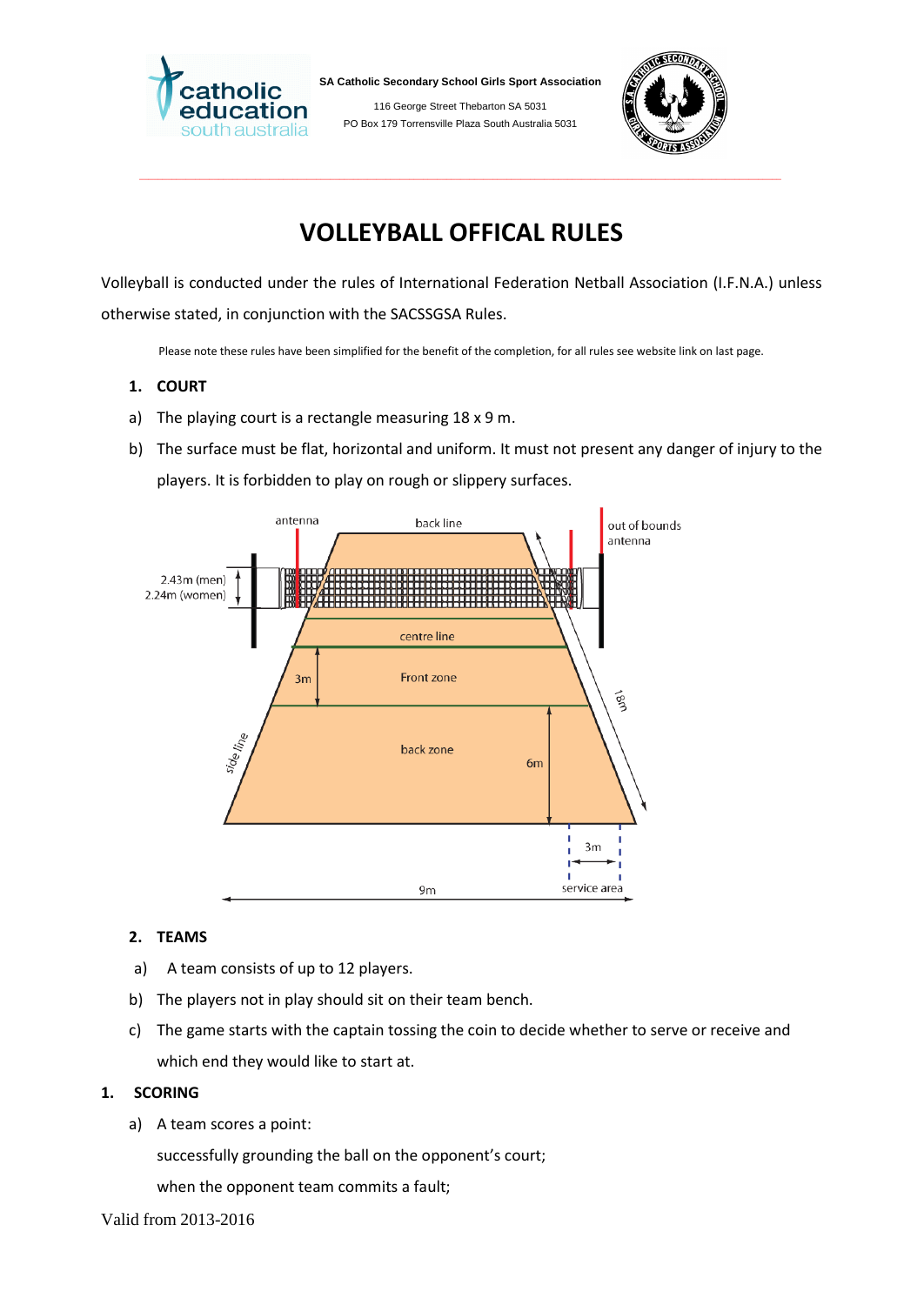SA Catholic Secondary School Girls Sport Association

116 George Street Thebarton SA 5031

PO Box 179 Torrensville Plaza South Australia 5031

# VOLLEYBALL OFFICAL RULES

Volleyball is conducted under the rules of International Federation Netball Association (I.F.N.A.) unless otherwise stated, in conjunction with the SACSSGSA Rules.

Please note these rules have been simplified for the benefit of the completion, for all rules see website link on last page.

## 1. COURT

a) The playing court is a rectangle measuring 18 x 9 m.

b) The surface must be flat, horizontal and uniform. It must not present any danger of injury to the players. It is forbidden to play on rough or slippery surfaces.

## 2. TEAMS

a) A team consists of up to 12 players.

b) The players not in play should sit on their team bench.

c) The game starts with the captain tossing the coin to decide whether to serve or receive and which end they would like to start at.

## 1. SCORING

a) A team scores a point:

successfully grounding the ball on the opponent's court;

when the opponent team commits a fault;

Valid from 2013-2016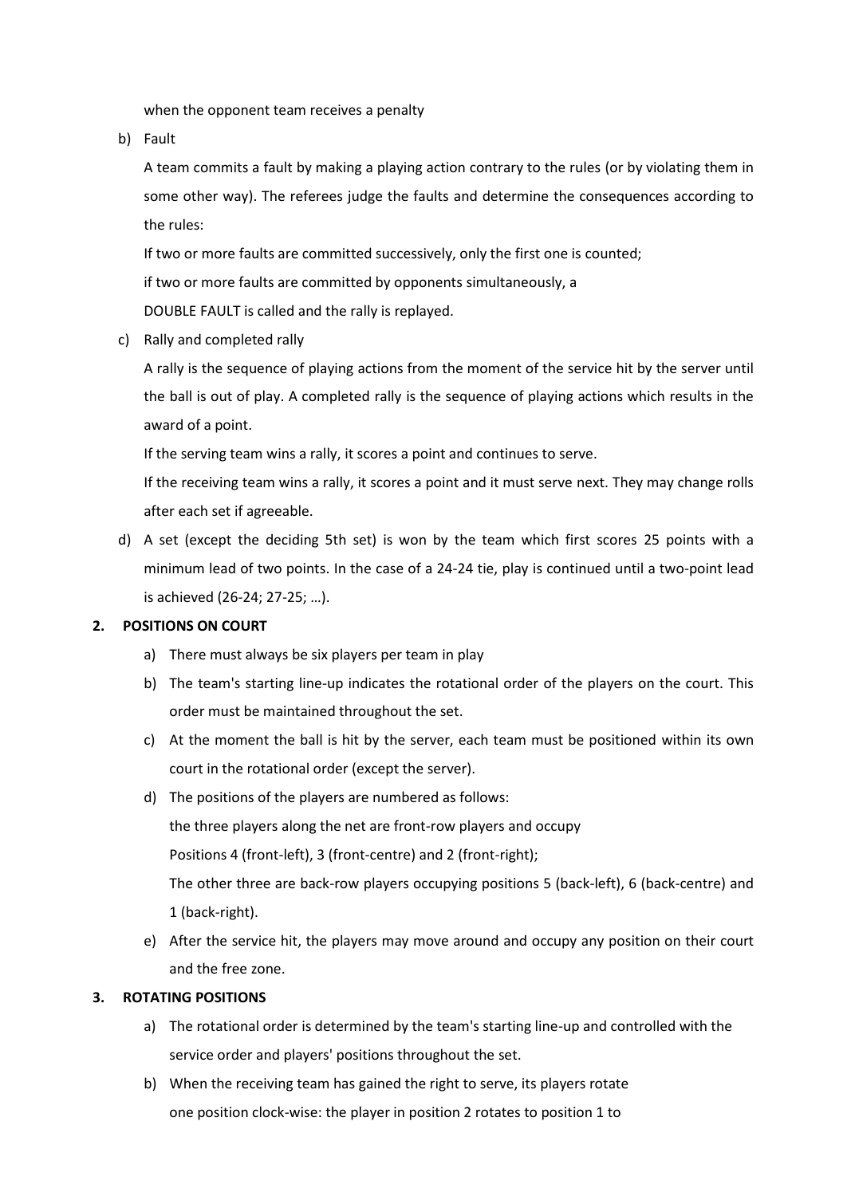when the opponent team receives a penalty

b) Fault

   A team commits a fault by making a playing action contrary to the rules (or by violating them in some other way). The referees judge the faults and determine the consequences according to the rules:

   If two or more faults are committed successively, only the first one is counted;

   if two or more faults are committed by opponents simultaneously, a

   DOUBLE FAULT is called and the rally is replayed.

c) Rally and completed rally

   A rally is the sequence of playing actions from the moment of the service hit by the server until the ball is out of play. A completed rally is the sequence of playing actions which results in the award of a point.

   If the serving team wins a rally, it scores a point and continues to serve.

   If the receiving team wins a rally, it scores a point and it must serve next. They may change rolls after each set if agreeable.

d) A set (except the deciding 5th set) is won by the team which first scores 25 points with a minimum lead of two points. In the case of a 24-24 tie, play is continued until a two-point lead is achieved (26-24; 27-25; …).

**2. POSITIONS ON COURT**

a) There must always be six players per team in play

b) The team's starting line-up indicates the rotational order of the players on the court. This order must be maintained throughout the set.

c) At the moment the ball is hit by the server, each team must be positioned within its own court in the rotational order (except the server).

d) The positions of the players are numbered as follows:

   the three players along the net are front-row players and occupy

   Positions 4 (front-left), 3 (front-centre) and 2 (front-right);

   The other three are back-row players occupying positions 5 (back-left), 6 (back-centre) and 1 (back-right).

e) After the service hit, the players may move around and occupy any position on their court and the free zone.

**3. ROTATING POSITIONS**

a) The rotational order is determined by the team's starting line-up and controlled with the service order and players' positions throughout the set.

b) When the receiving team has gained the right to serve, its players rotate

   one position clock-wise: the player in position 2 rotates to position 1 to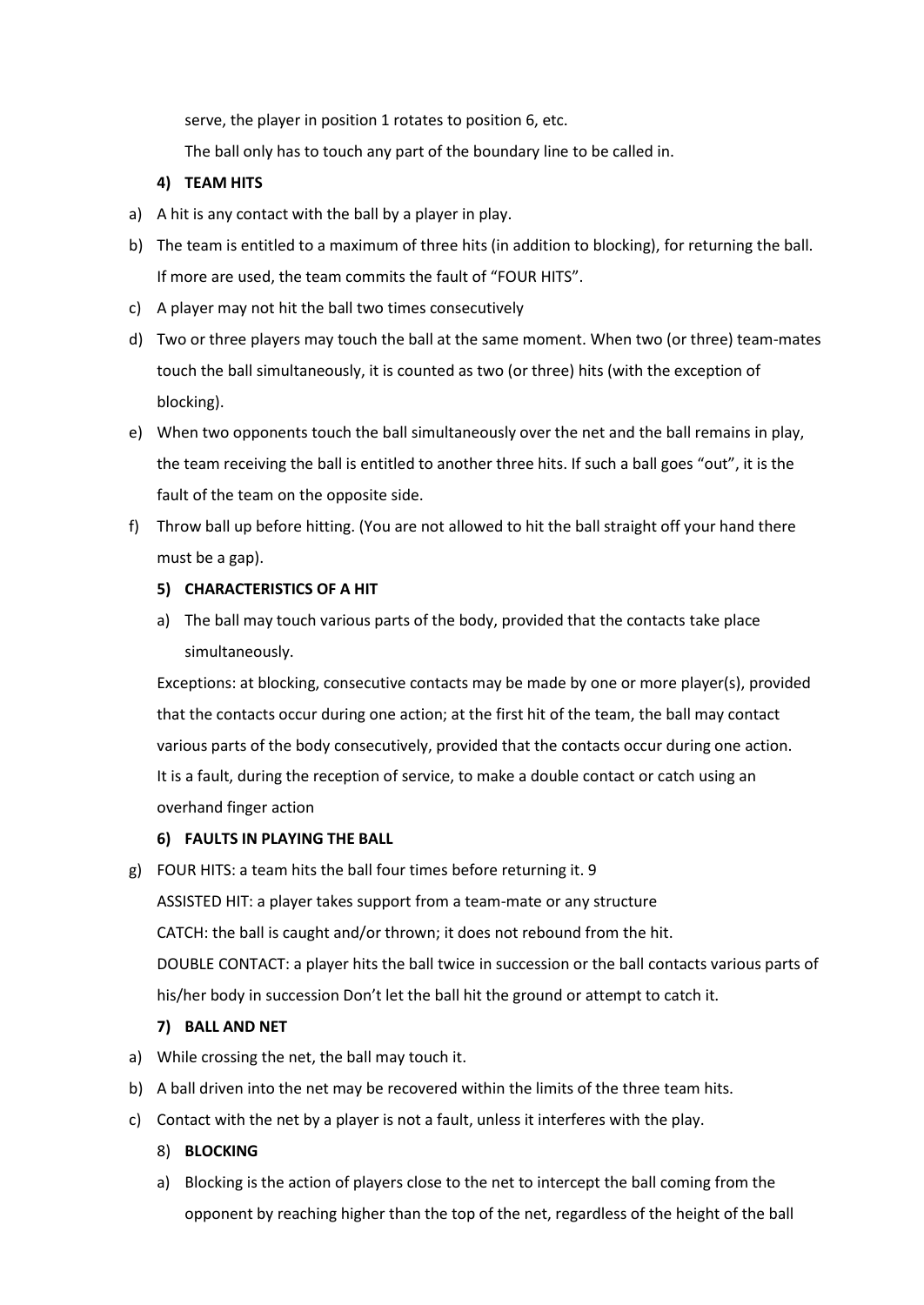serve, the player in position 1 rotates to position 6, etc.

The ball only has to touch any part of the boundary line to be called in.

**4) TEAM HITS**

a) A hit is any contact with the ball by a player in play.
b) The team is entitled to a maximum of three hits (in addition to blocking), for returning the ball. If more are used, the team commits the fault of "FOUR HITS".
c) A player may not hit the ball two times consecutively
d) Two or three players may touch the ball at the same moment. When two (or three) team-mates touch the ball simultaneously, it is counted as two (or three) hits (with the exception of blocking).
e) When two opponents touch the ball simultaneously over the net and the ball remains in play, the team receiving the ball is entitled to another three hits. If such a ball goes "out", it is the fault of the team on the opposite side.
f) Throw ball up before hitting. (You are not allowed to hit the ball straight off your hand there must be a gap).

**5) CHARACTERISTICS OF A HIT**

a) The ball may touch various parts of the body, provided that the contacts take place simultaneously.

Exceptions: at blocking, consecutive contacts may be made by one or more player(s), provided that the contacts occur during one action; at the first hit of the team, the ball may contact various parts of the body consecutively, provided that the contacts occur during one action. It is a fault, during the reception of service, to make a double contact or catch using an overhand finger action

**6) FAULTS IN PLAYING THE BALL**

g) FOUR HITS: a team hits the ball four times before returning it. 9

ASSISTED HIT: a player takes support from a team-mate or any structure

CATCH: the ball is caught and/or thrown; it does not rebound from the hit.

DOUBLE CONTACT: a player hits the ball twice in succession or the ball contacts various parts of his/her body in succession Don't let the ball hit the ground or attempt to catch it.

**7) BALL AND NET**

a) While crossing the net, the ball may touch it.
b) A ball driven into the net may be recovered within the limits of the three team hits.
c) Contact with the net by a player is not a fault, unless it interferes with the play.

8) **BLOCKING**

a) Blocking is the action of players close to the net to intercept the ball coming from the opponent by reaching higher than the top of the net, regardless of the height of the ball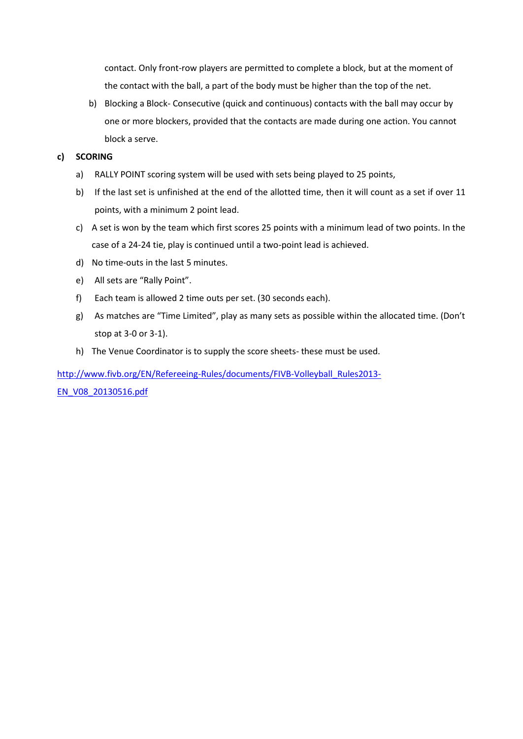contact. Only front-row players are permitted to complete a block, but at the moment of the contact with the ball, a part of the body must be higher than the top of the net.

b) Blocking a Block- Consecutive (quick and continuous) contacts with the ball may occur by one or more blockers, provided that the contacts are made during one action. You cannot block a serve.

**c) SCORING**

a) RALLY POINT scoring system will be used with sets being played to 25 points,

b) If the last set is unfinished at the end of the allotted time, then it will count as a set if over 11 points, with a minimum 2 point lead.

c) A set is won by the team which first scores 25 points with a minimum lead of two points. In the case of a 24-24 tie, play is continued until a two-point lead is achieved.

d) No time-outs in the last 5 minutes.

e) All sets are "Rally Point".

f) Each team is allowed 2 time outs per set. (30 seconds each).

g) As matches are "Time Limited", play as many sets as possible within the allocated time. (Don't stop at 3-0 or 3-1).

h) The Venue Coordinator is to supply the score sheets- these must be used.

http://www.fivb.org/EN/Refereeing-Rules/documents/FIVB-Volleyball_Rules2013-EN_V08_20130516.pdf